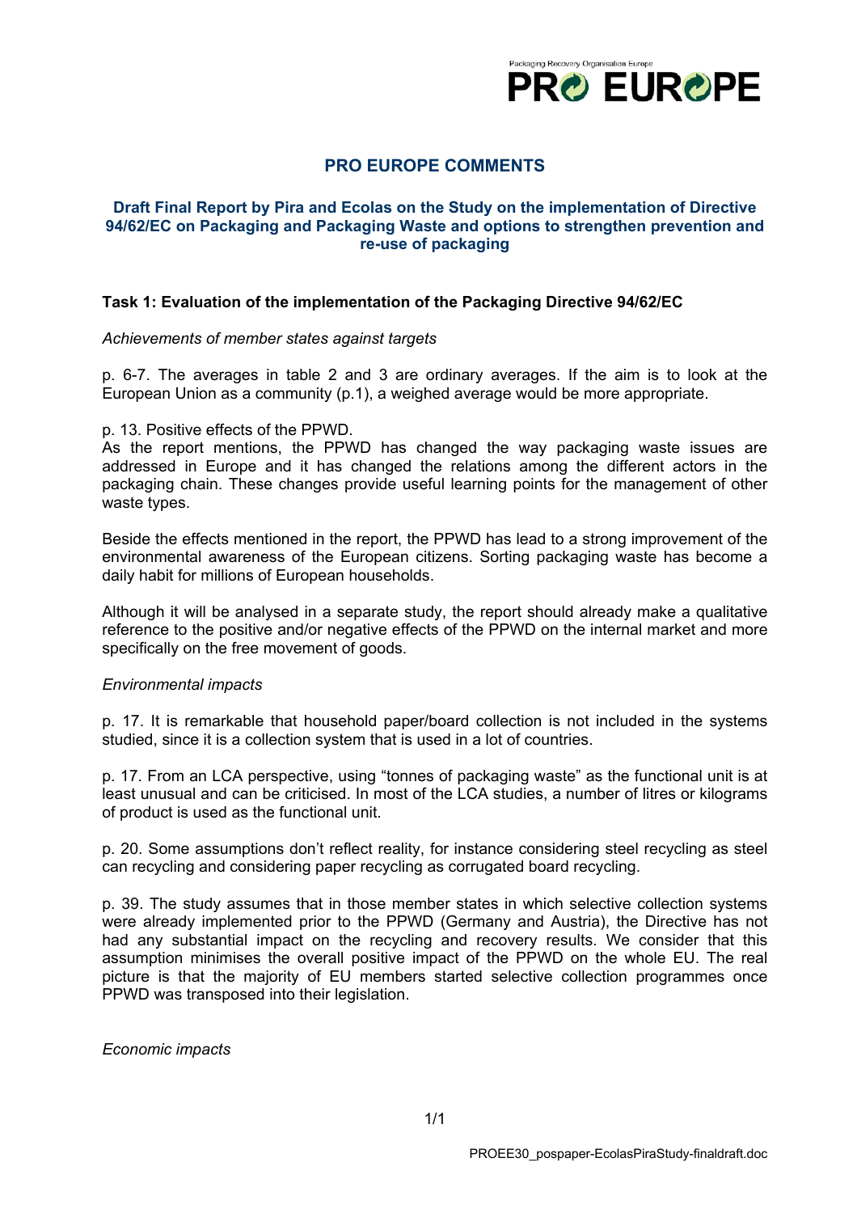# PRO EUROPE COMMENTS

## Draft Final Report by Pira and Ecolas on the Study on the implementation of Directive 94/62/EC on Packaging and Packaging Waste and options to strengthen prevention and re-use of packaging

### Task 1: Evaluation of the implementation of the Packaging Directive 94/62/EC

*Achievements of member states against targets*

p. 6-7. The averages in table 2 and 3 are ordinary averages. If the aim is to look at the European Union as a community (p.1), a weighed average would be more appropriate.

p. 13. Positive effects of the PPWD.
As the report mentions, the PPWD has changed the way packaging waste issues are addressed in Europe and it has changed the relations among the different actors in the packaging chain. These changes provide useful learning points for the management of other waste types.

Beside the effects mentioned in the report, the PPWD has lead to a strong improvement of the environmental awareness of the European citizens. Sorting packaging waste has become a daily habit for millions of European households.

Although it will be analysed in a separate study, the report should already make a qualitative reference to the positive and/or negative effects of the PPWD on the internal market and more specifically on the free movement of goods.

*Environmental impacts*

p. 17. It is remarkable that household paper/board collection is not included in the systems studied, since it is a collection system that is used in a lot of countries.

p. 17. From an LCA perspective, using "tonnes of packaging waste" as the functional unit is at least unusual and can be criticised. In most of the LCA studies, a number of litres or kilograms of product is used as the functional unit.

p. 20. Some assumptions don't reflect reality, for instance considering steel recycling as steel can recycling and considering paper recycling as corrugated board recycling.

p. 39. The study assumes that in those member states in which selective collection systems were already implemented prior to the PPWD (Germany and Austria), the Directive has not had any substantial impact on the recycling and recovery results. We consider that this assumption minimises the overall positive impact of the PPWD on the whole EU. The real picture is that the majority of EU members started selective collection programmes once PPWD was transposed into their legislation.

*Economic impacts*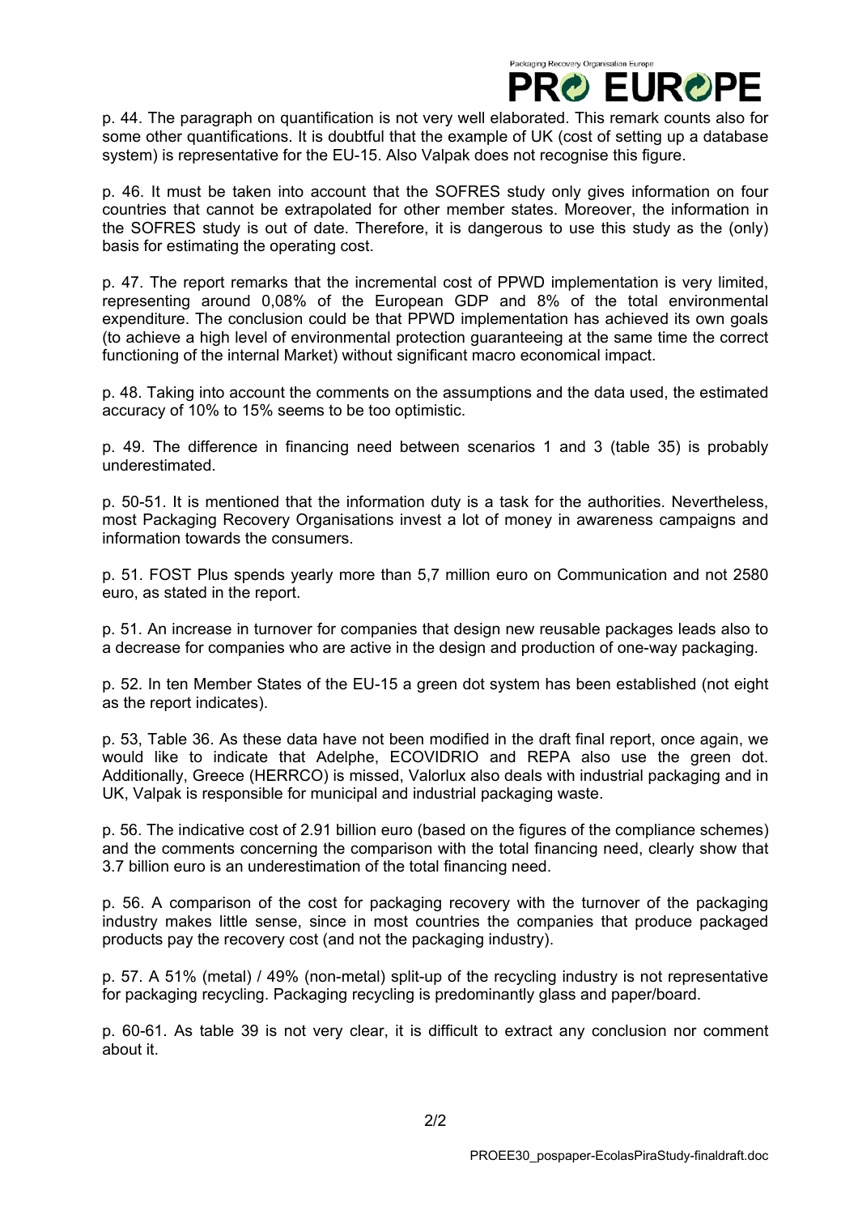p. 44. The paragraph on quantification is not very well elaborated. This remark counts also for some other quantifications. It is doubtful that the example of UK (cost of setting up a database system) is representative for the EU-15. Also Valpak does not recognise this figure.

p. 46. It must be taken into account that the SOFRES study only gives information on four countries that cannot be extrapolated for other member states. Moreover, the information in the SOFRES study is out of date. Therefore, it is dangerous to use this study as the (only) basis for estimating the operating cost.

p. 47. The report remarks that the incremental cost of PPWD implementation is very limited, representing around 0,08% of the European GDP and 8% of the total environmental expenditure. The conclusion could be that PPWD implementation has achieved its own goals (to achieve a high level of environmental protection guaranteeing at the same time the correct functioning of the internal Market) without significant macro economical impact.

p. 48. Taking into account the comments on the assumptions and the data used, the estimated accuracy of 10% to 15% seems to be too optimistic.

p. 49. The difference in financing need between scenarios 1 and 3 (table 35) is probably underestimated.

p. 50-51. It is mentioned that the information duty is a task for the authorities. Nevertheless, most Packaging Recovery Organisations invest a lot of money in awareness campaigns and information towards the consumers.

p. 51. FOST Plus spends yearly more than 5,7 million euro on Communication and not 2580 euro, as stated in the report.

p. 51. An increase in turnover for companies that design new reusable packages leads also to a decrease for companies who are active in the design and production of one-way packaging.

p. 52. In ten Member States of the EU-15 a green dot system has been established (not eight as the report indicates).

p. 53, Table 36. As these data have not been modified in the draft final report, once again, we would like to indicate that Adelphe, ECOVIDRIO and REPA also use the green dot. Additionally, Greece (HERRCO) is missed, Valorlux also deals with industrial packaging and in UK, Valpak is responsible for municipal and industrial packaging waste.

p. 56. The indicative cost of 2.91 billion euro (based on the figures of the compliance schemes) and the comments concerning the comparison with the total financing need, clearly show that 3.7 billion euro is an underestimation of the total financing need.

p. 56. A comparison of the cost for packaging recovery with the turnover of the packaging industry makes little sense, since in most countries the companies that produce packaged products pay the recovery cost (and not the packaging industry).

p. 57. A 51% (metal) / 49% (non-metal) split-up of the recycling industry is not representative for packaging recycling. Packaging recycling is predominantly glass and paper/board.

p. 60-61. As table 39 is not very clear, it is difficult to extract any conclusion nor comment about it.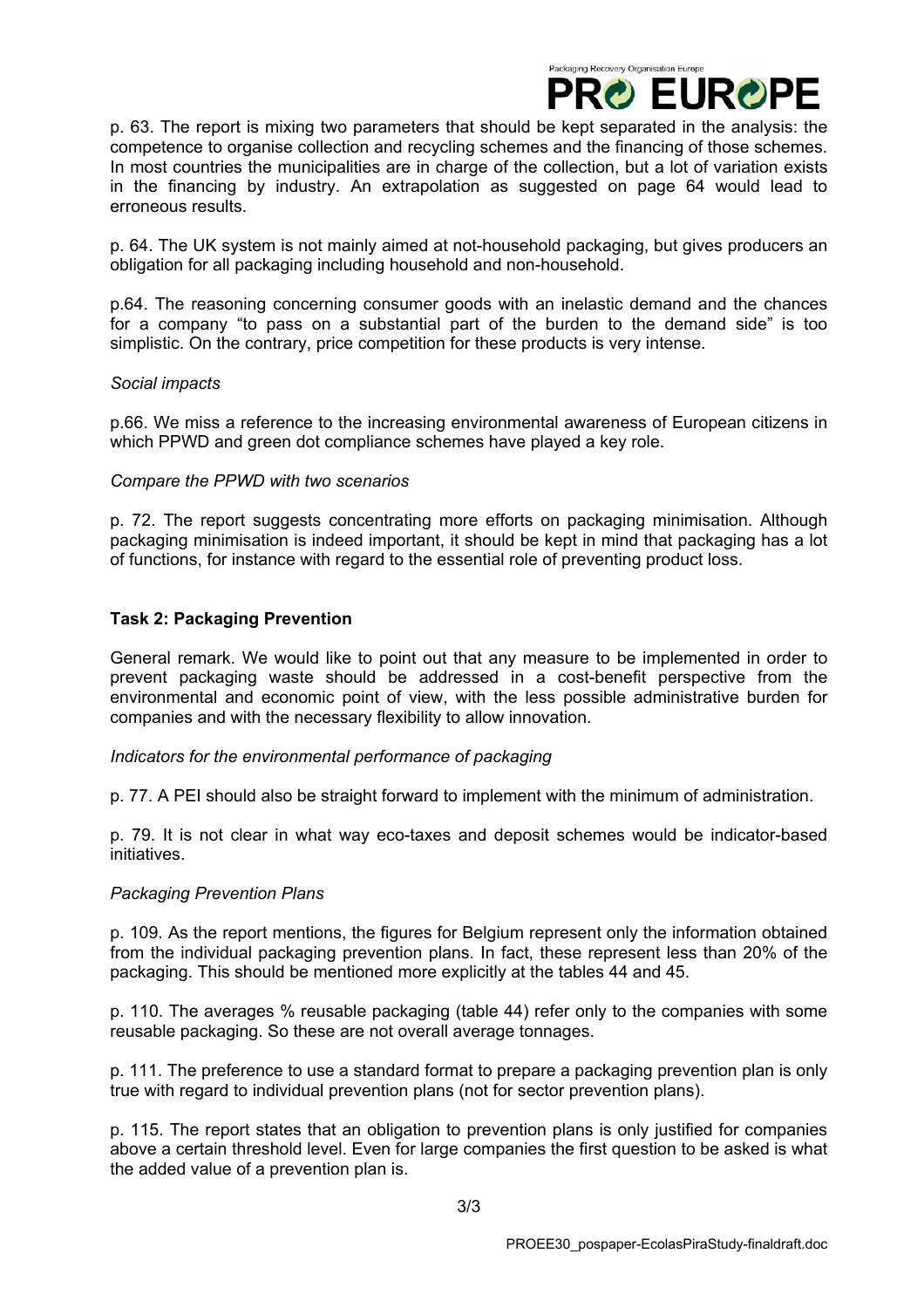p. 63. The report is mixing two parameters that should be kept separated in the analysis: the competence to organise collection and recycling schemes and the financing of those schemes. In most countries the municipalities are in charge of the collection, but a lot of variation exists in the financing by industry. An extrapolation as suggested on page 64 would lead to erroneous results.

p. 64. The UK system is not mainly aimed at not-household packaging, but gives producers an obligation for all packaging including household and non-household.

p.64. The reasoning concerning consumer goods with an inelastic demand and the chances for a company "to pass on a substantial part of the burden to the demand side" is too simplistic. On the contrary, price competition for these products is very intense.

*Social impacts*

p.66. We miss a reference to the increasing environmental awareness of European citizens in which PPWD and green dot compliance schemes have played a key role.

*Compare the PPWD with two scenarios*

p. 72. The report suggests concentrating more efforts on packaging minimisation. Although packaging minimisation is indeed important, it should be kept in mind that packaging has a lot of functions, for instance with regard to the essential role of preventing product loss.

### Task 2: Packaging Prevention

General remark. We would like to point out that any measure to be implemented in order to prevent packaging waste should be addressed in a cost-benefit perspective from the environmental and economic point of view, with the less possible administrative burden for companies and with the necessary flexibility to allow innovation.

*Indicators for the environmental performance of packaging*

p. 77. A PEI should also be straight forward to implement with the minimum of administration.

p. 79. It is not clear in what way eco-taxes and deposit schemes would be indicator-based initiatives.

*Packaging Prevention Plans*

p. 109. As the report mentions, the figures for Belgium represent only the information obtained from the individual packaging prevention plans. In fact, these represent less than 20% of the packaging. This should be mentioned more explicitly at the tables 44 and 45.

p. 110. The averages % reusable packaging (table 44) refer only to the companies with some reusable packaging. So these are not overall average tonnages.

p. 111. The preference to use a standard format to prepare a packaging prevention plan is only true with regard to individual prevention plans (not for sector prevention plans).

p. 115. The report states that an obligation to prevention plans is only justified for companies above a certain threshold level. Even for large companies the first question to be asked is what the added value of a prevention plan is.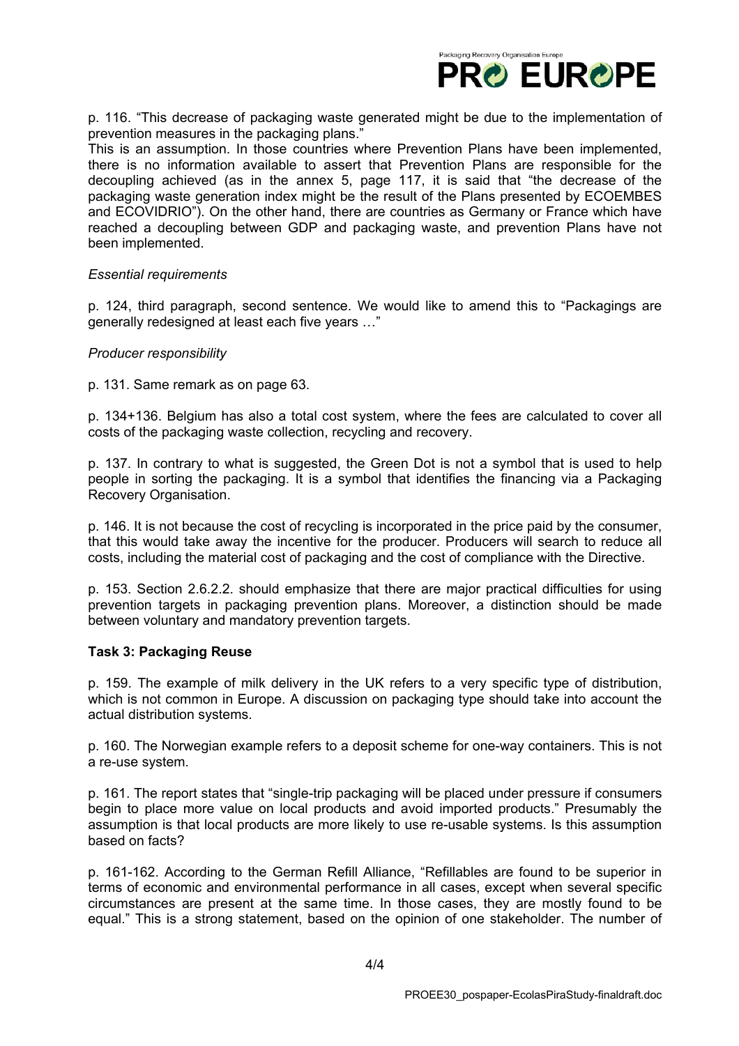p. 116. “This decrease of packaging waste generated might be due to the implementation of prevention measures in the packaging plans.”

This is an assumption. In those countries where Prevention Plans have been implemented, there is no information available to assert that Prevention Plans are responsible for the decoupling achieved (as in the annex 5, page 117, it is said that “the decrease of the packaging waste generation index might be the result of the Plans presented by ECOEMBES and ECOVIDRIO”). On the other hand, there are countries as Germany or France which have reached a decoupling between GDP and packaging waste, and prevention Plans have not been implemented.

*Essential requirements*

p. 124, third paragraph, second sentence. We would like to amend this to “Packagings are generally redesigned at least each five years …”

*Producer responsibility*

p. 131. Same remark as on page 63.

p. 134+136. Belgium has also a total cost system, where the fees are calculated to cover all costs of the packaging waste collection, recycling and recovery.

p. 137. In contrary to what is suggested, the Green Dot is not a symbol that is used to help people in sorting the packaging. It is a symbol that identifies the financing via a Packaging Recovery Organisation.

p. 146. It is not because the cost of recycling is incorporated in the price paid by the consumer, that this would take away the incentive for the producer. Producers will search to reduce all costs, including the material cost of packaging and the cost of compliance with the Directive.

p. 153. Section 2.6.2.2. should emphasize that there are major practical difficulties for using prevention targets in packaging prevention plans. Moreover, a distinction should be made between voluntary and mandatory prevention targets.

**Task 3: Packaging Reuse**

p. 159. The example of milk delivery in the UK refers to a very specific type of distribution, which is not common in Europe. A discussion on packaging type should take into account the actual distribution systems.

p. 160. The Norwegian example refers to a deposit scheme for one-way containers. This is not a re-use system.

p. 161. The report states that “single-trip packaging will be placed under pressure if consumers begin to place more value on local products and avoid imported products.” Presumably the assumption is that local products are more likely to use re-usable systems. Is this assumption based on facts?

p. 161-162. According to the German Refill Alliance, “Refillables are found to be superior in terms of economic and environmental performance in all cases, except when several specific circumstances are present at the same time. In those cases, they are mostly found to be equal.” This is a strong statement, based on the opinion of one stakeholder. The number of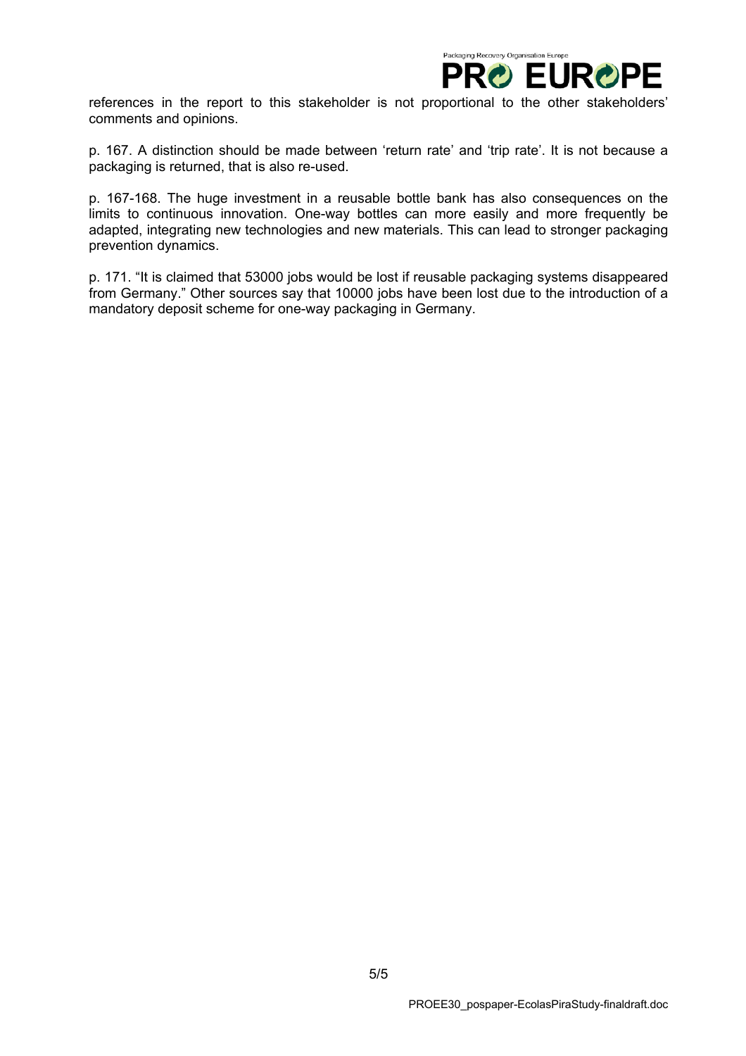references in the report to this stakeholder is not proportional to the other stakeholders' comments and opinions.

p. 167. A distinction should be made between 'return rate' and 'trip rate'. It is not because a packaging is returned, that is also re-used.

p. 167-168. The huge investment in a reusable bottle bank has also consequences on the limits to continuous innovation. One-way bottles can more easily and more frequently be adapted, integrating new technologies and new materials. This can lead to stronger packaging prevention dynamics.

p. 171. "It is claimed that 53000 jobs would be lost if reusable packaging systems disappeared from Germany." Other sources say that 10000 jobs have been lost due to the introduction of a mandatory deposit scheme for one-way packaging in Germany.